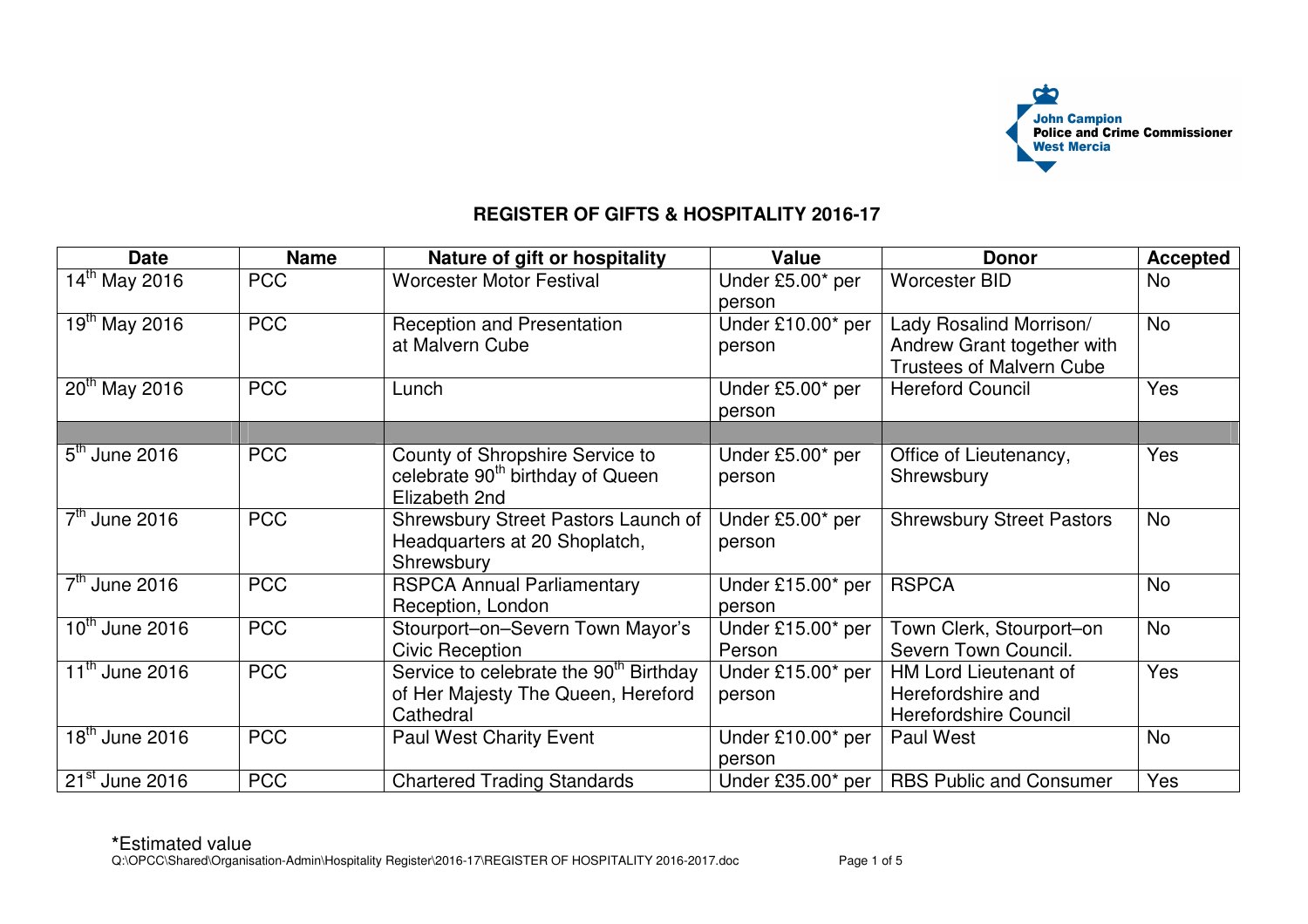John Campion
Police and Crime Commissioner
West Mercia

# REGISTER OF GIFTS & HOSPITALITY 2016-17

| Date | Name | Nature of gift or hospitality | Value | Donor | Accepted |
|---|---|---|---|---|---|
| 14th May 2016 | PCC | Worcester Motor Festival | Under £5.00* per person | Worcester BID | No |
| 19th May 2016 | PCC | Reception and Presentation at Malvern Cube | Under £10.00* per person | Lady Rosalind Morrison/ Andrew Grant together with Trustees of Malvern Cube | No |
| 20th May 2016 | PCC | Lunch | Under £5.00* per person | Hereford Council | Yes |
| | | | | | |
| 5th June 2016 | PCC | County of Shropshire Service to celebrate 90th birthday of Queen Elizabeth 2nd | Under £5.00* per person | Office of Lieutenancy, Shrewsbury | Yes |
| 7th June 2016 | PCC | Shrewsbury Street Pastors Launch of Headquarters at 20 Shoplatch, Shrewsbury | Under £5.00* per person | Shrewsbury Street Pastors | No |
| 7th June 2016 | PCC | RSPCA Annual Parliamentary Reception, London | Under £15.00* per person | RSPCA | No |
| 10th June 2016 | PCC | Stourport–on–Severn Town Mayor's Civic Reception | Under £15.00* per Person | Town Clerk, Stourport–on Severn Town Council. | No |
| 11th June 2016 | PCC | Service to celebrate the 90th Birthday of Her Majesty The Queen, Hereford Cathedral | Under £15.00* per person | HM Lord Lieutenant of Herefordshire and Herefordshire Council | Yes |
| 18th June 2016 | PCC | Paul West Charity Event | Under £10.00* per person | Paul West | No |
| 21st June 2016 | PCC | Chartered Trading Standards | Under £35.00* per | RBS Public and Consumer | Yes |

*Estimated value

Q:\OPCC\Shared\Organisation-Admin\Hospitality Register\2016-17\REGISTER OF HOSPITALITY 2016-2017.doc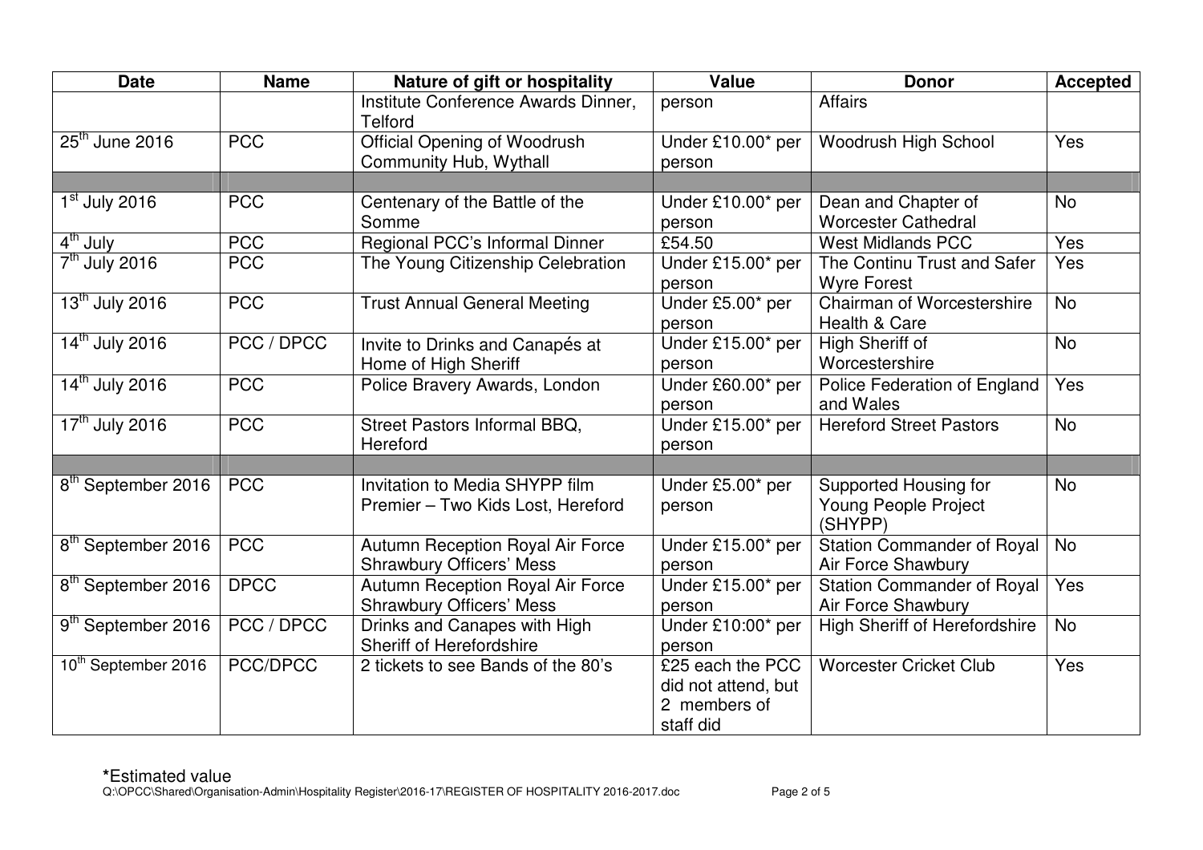| Date | Name | Nature of gift or hospitality | Value | Donor | Accepted |
|---|---|---|---|---|---|
| | | Institute Conference Awards Dinner, Telford | person | Affairs | |
| 25th June 2016 | PCC | Official Opening of Woodrush Community Hub, Wythall | Under £10.00* per person | Woodrush High School | Yes |
| | | | | | |
| 1st July 2016 | PCC | Centenary of the Battle of the Somme | Under £10.00* per person | Dean and Chapter of Worcester Cathedral | No |
| 4th July | PCC | Regional PCC's Informal Dinner | £54.50 | West Midlands PCC | Yes |
| 7th July 2016 | PCC | The Young Citizenship Celebration | Under £15.00* per person | The Continu Trust and Safer Wyre Forest | Yes |
| 13th July 2016 | PCC | Trust Annual General Meeting | Under £5.00* per person | Chairman of Worcestershire Health & Care | No |
| 14th July 2016 | PCC / DPCC | Invite to Drinks and Canapés at Home of High Sheriff | Under £15.00* per person | High Sheriff of Worcestershire | No |
| 14th July 2016 | PCC | Police Bravery Awards, London | Under £60.00* per person | Police Federation of England and Wales | Yes |
| 17th July 2016 | PCC | Street Pastors Informal BBQ, Hereford | Under £15.00* per person | Hereford Street Pastors | No |
| | | | | | |
| 8th September 2016 | PCC | Invitation to Media SHYPP film Premier – Two Kids Lost, Hereford | Under £5.00* per person | Supported Housing for Young People Project (SHYPP) | No |
| 8th September 2016 | PCC | Autumn Reception Royal Air Force Shrawbury Officers' Mess | Under £15.00* per person | Station Commander of Royal Air Force Shawbury | No |
| 8th September 2016 | DPCC | Autumn Reception Royal Air Force Shrawbury Officers' Mess | Under £15.00* per person | Station Commander of Royal Air Force Shawbury | Yes |
| 9th September 2016 | PCC / DPCC | Drinks and Canapes with High Sheriff of Herefordshire | Under £10:00* per person | High Sheriff of Herefordshire | No |
| 10th September 2016 | PCC/DPCC | 2 tickets to see Bands of the 80's | £25 each the PCC did not attend, but 2 members of staff did | Worcester Cricket Club | Yes |

*Estimated value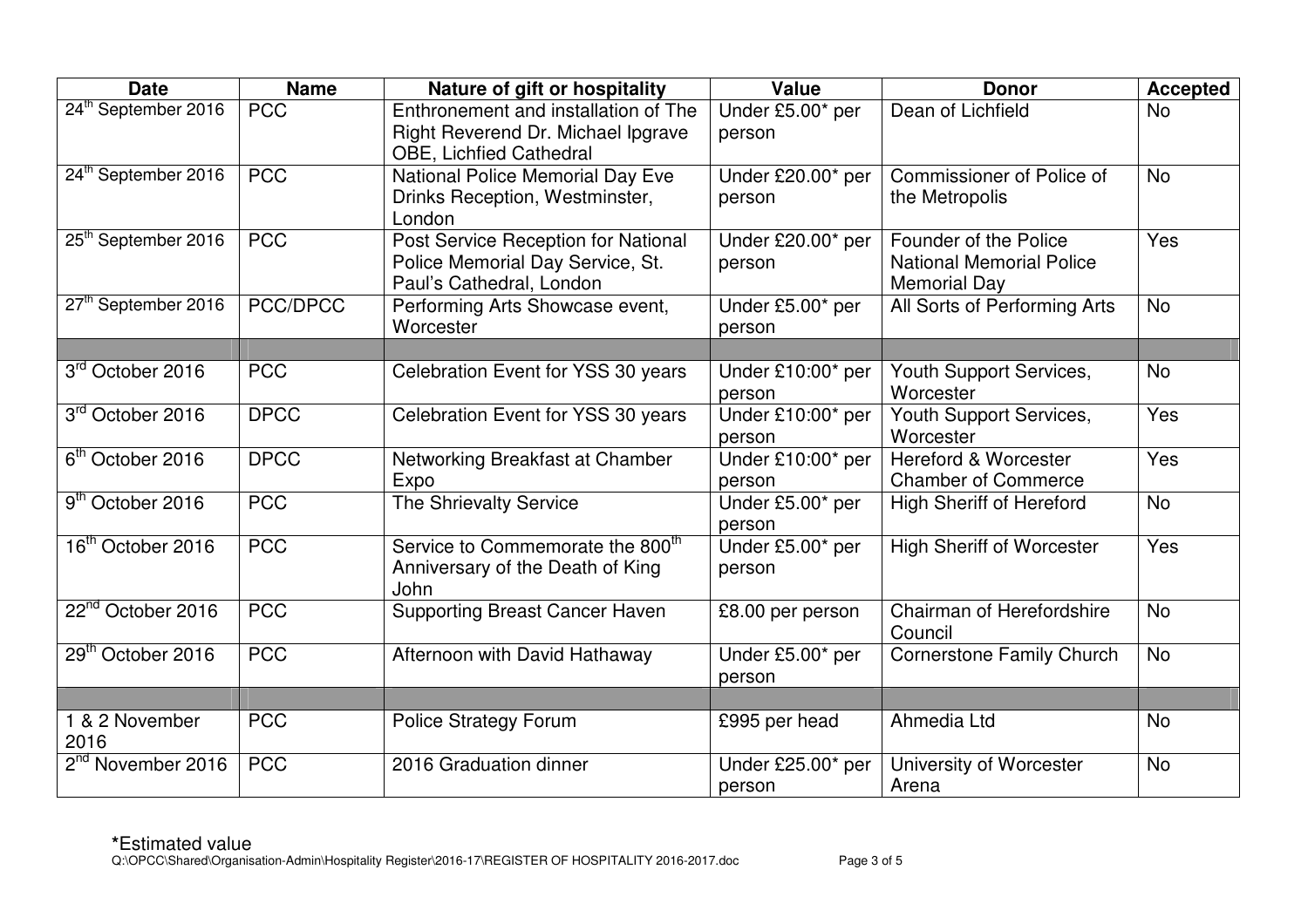| Date | Name | Nature of gift or hospitality | Value | Donor | Accepted |
| --- | --- | --- | --- | --- | --- |
| 24th September 2016 | PCC | Enthronement and installation of The Right Reverend Dr. Michael Ipgrave OBE, Lichfied Cathedral | Under £5.00* per person | Dean of Lichfield | No |
| 24th September 2016 | PCC | National Police Memorial Day Eve Drinks Reception, Westminster, London | Under £20.00* per person | Commissioner of Police of the Metropolis | No |
| 25th September 2016 | PCC | Post Service Reception for National Police Memorial Day Service, St. Paul's Cathedral, London | Under £20.00* per person | Founder of the Police National Memorial Police Memorial Day | Yes |
| 27th September 2016 | PCC/DPCC | Performing Arts Showcase event, Worcester | Under £5.00* per person | All Sorts of Performing Arts | No |
| | | | | | |
| 3rd October 2016 | PCC | Celebration Event for YSS 30 years | Under £10:00* per person | Youth Support Services, Worcester | No |
| 3rd October 2016 | DPCC | Celebration Event for YSS 30 years | Under £10:00* per person | Youth Support Services, Worcester | Yes |
| 6th October 2016 | DPCC | Networking Breakfast at Chamber Expo | Under £10:00* per person | Hereford & Worcester Chamber of Commerce | Yes |
| 9th October 2016 | PCC | The Shrievalty Service | Under £5.00* per person | High Sheriff of Hereford | No |
| 16th October 2016 | PCC | Service to Commemorate the 800th Anniversary of the Death of King John | Under £5.00* per person | High Sheriff of Worcester | Yes |
| 22nd October 2016 | PCC | Supporting Breast Cancer Haven | £8.00 per person | Chairman of Herefordshire Council | No |
| 29th October 2016 | PCC | Afternoon with David Hathaway | Under £5.00* per person | Cornerstone Family Church | No |
| | | | | | |
| 1 & 2 November 2016 | PCC | Police Strategy Forum | £995 per head | Ahmedia Ltd | No |
| 2nd November 2016 | PCC | 2016 Graduation dinner | Under £25.00* per person | University of Worcester Arena | No |

**\***Estimated value

Q:\OPCC\Shared\Organisation-Admin\Hospitality Register\2016-17\REGISTER OF HOSPITALITY 2016-2017.doc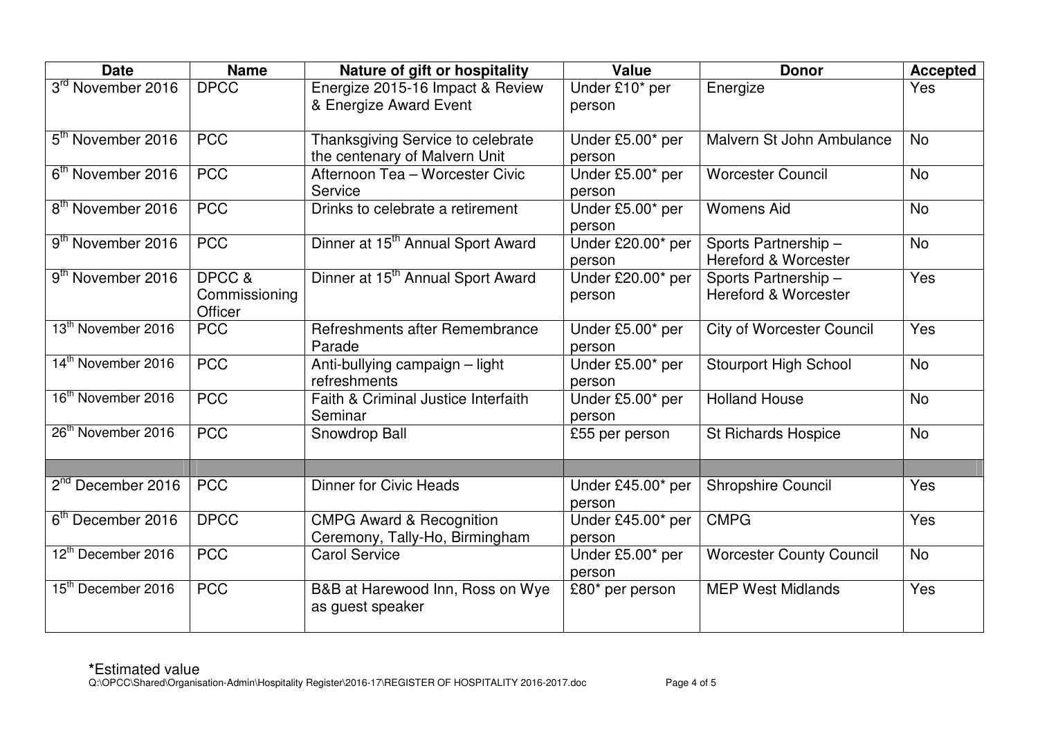| Date | Name | Nature of gift or hospitality | Value | Donor | Accepted |
|---|---|---|---|---|---|
| 3rd November 2016 | DPCC | Energize 2015-16 Impact & Review & Energize Award Event | Under £10* per person | Energize | Yes |
| 5th November 2016 | PCC | Thanksgiving Service to celebrate the centenary of Malvern Unit | Under £5.00* per person | Malvern St John Ambulance | No |
| 6th November 2016 | PCC | Afternoon Tea – Worcester Civic Service | Under £5.00* per person | Worcester Council | No |
| 8th November 2016 | PCC | Drinks to celebrate a retirement | Under £5.00* per person | Womens Aid | No |
| 9th November 2016 | PCC | Dinner at 15th Annual Sport Award | Under £20.00* per person | Sports Partnership – Hereford & Worcester | No |
| 9th November 2016 | DPCC & Commissioning Officer | Dinner at 15th Annual Sport Award | Under £20.00* per person | Sports Partnership – Hereford & Worcester | Yes |
| 13th November 2016 | PCC | Refreshments after Remembrance Parade | Under £5.00* per person | City of Worcester Council | Yes |
| 14th November 2016 | PCC | Anti-bullying campaign – light refreshments | Under £5.00* per person | Stourport High School | No |
| 16th November 2016 | PCC | Faith & Criminal Justice Interfaith Seminar | Under £5.00* per person | Holland House | No |
| 26th November 2016 | PCC | Snowdrop Ball | £55 per person | St Richards Hospice | No |
| | | | | | |
| 2nd December 2016 | PCC | Dinner for Civic Heads | Under £45.00* per person | Shropshire Council | Yes |
| 6th December 2016 | DPCC | CMPG Award & Recognition Ceremony, Tally-Ho, Birmingham | Under £45.00* per person | CMPG | Yes |
| 12th December 2016 | PCC | Carol Service | Under £5.00* per person | Worcester County Council | No |
| 15th December 2016 | PCC | B&B at Harewood Inn, Ross on Wye as guest speaker | £80* per person | MEP West Midlands | Yes |

***Estimated value**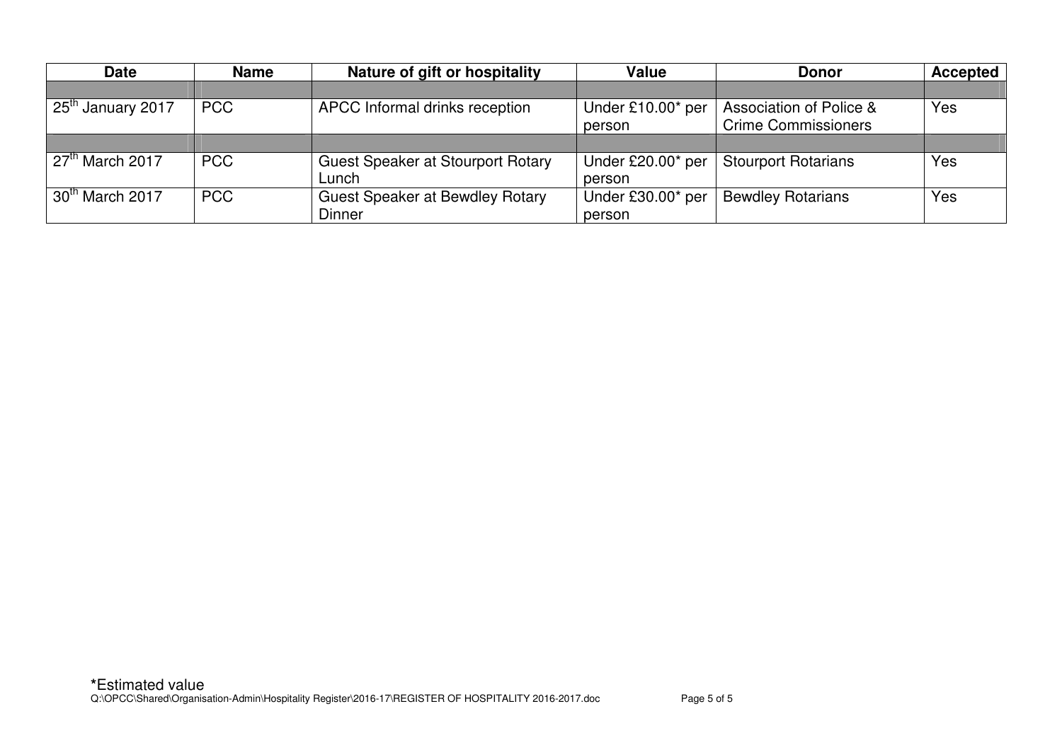| Date | Name | Nature of gift or hospitality | Value | Donor | Accepted |
|---|---|---|---|---|---|
| | | | | | |
| 25th January 2017 | PCC | APCC Informal drinks reception | Under £10.00* per person | Association of Police & Crime Commissioners | Yes |
| | | | | | |
| 27th March 2017 | PCC | Guest Speaker at Stourport Rotary Lunch | Under £20.00* per person | Stourport Rotarians | Yes |
| 30th March 2017 | PCC | Guest Speaker at Bewdley Rotary Dinner | Under £30.00* per person | Bewdley Rotarians | Yes |

**\***Estimated value

Q:\OPCC\Shared\Organisation-Admin\Hospitality Register\2016-17\REGISTER OF HOSPITALITY 2016-2017.doc